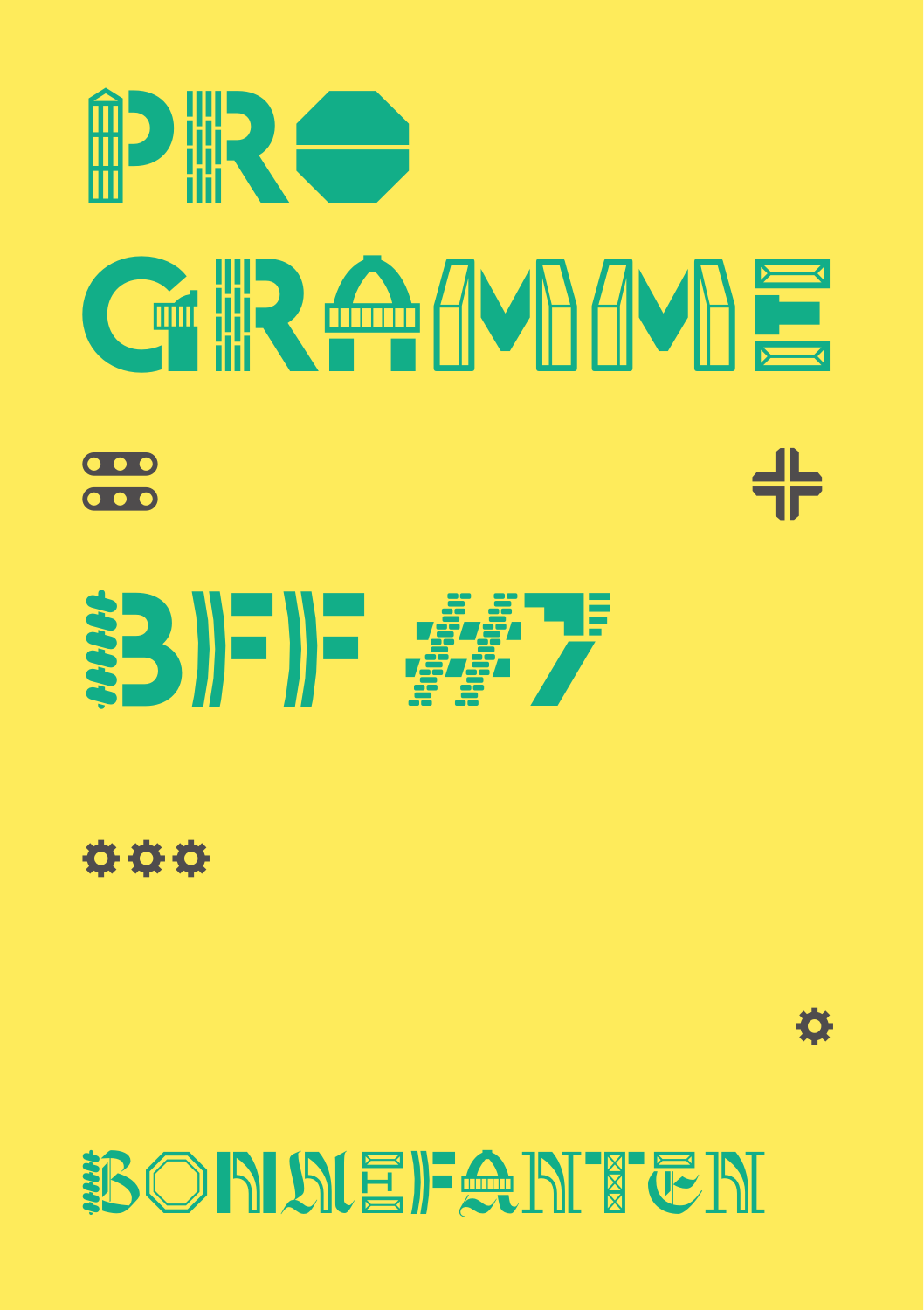# PROGRAMME

## BFF #7

BONNEFANTEN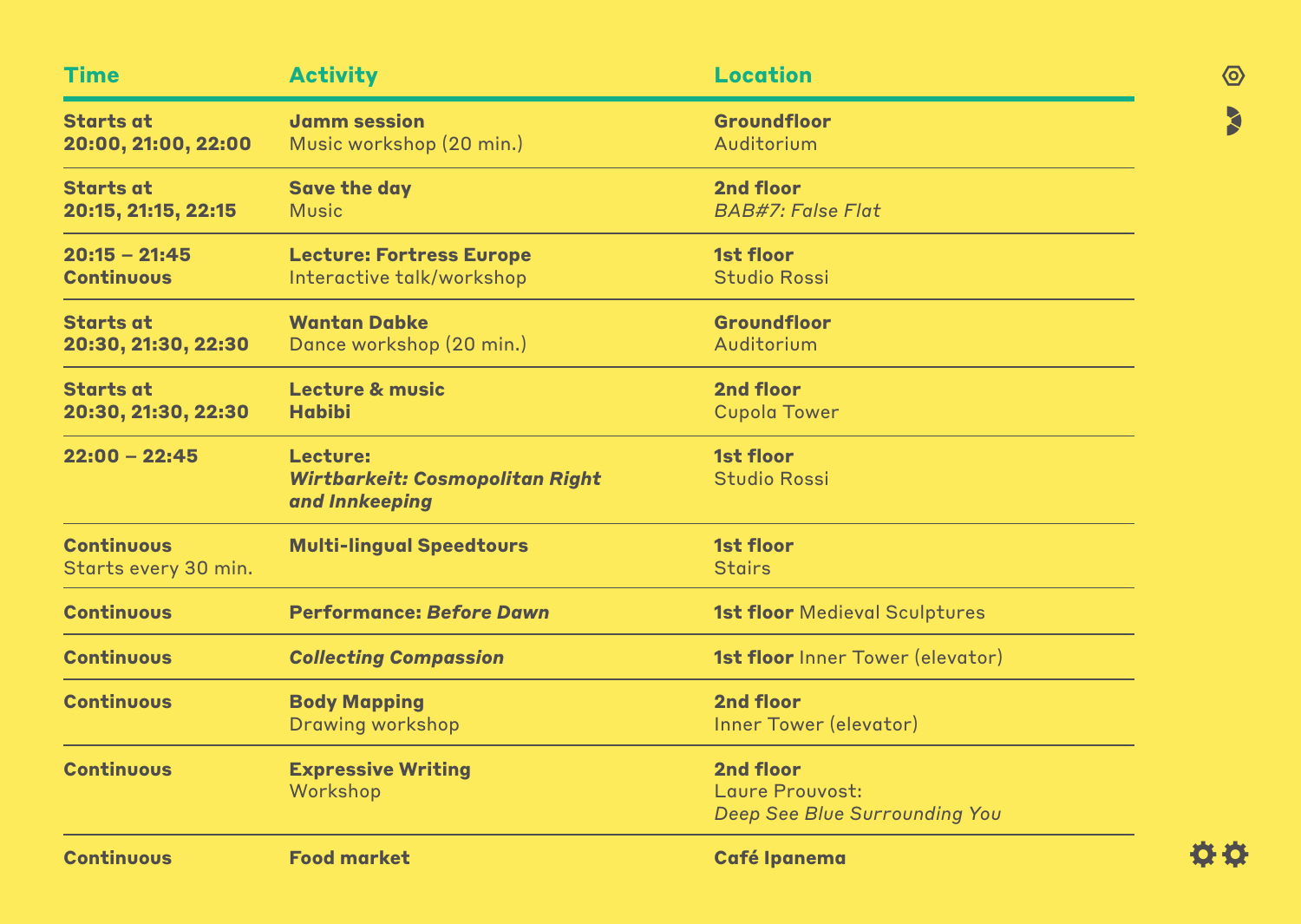| Time | Activity | Location |
|---|---|---|
| **Starts at 20:00, 21:00, 22:00** | **Jamm session** Music workshop (20 min.) | **Groundfloor** Auditorium |
| **Starts at 20:15, 21:15, 22:15** | **Save the day** Music | **2nd floor** *BAB#7: False Flat* |
| **20:15 – 21:45 Continuous** | **Lecture: Fortress Europe** Interactive talk/workshop | **1st floor** Studio Rossi |
| **Starts at 20:30, 21:30, 22:30** | **Wantan Dabke** Dance workshop (20 min.) | **Groundfloor** Auditorium |
| **Starts at 20:30, 21:30, 22:30** | **Lecture & music Habibi** | **2nd floor** Cupola Tower |
| **22:00 – 22:45** | **Lecture:** ***Wirtbarkeit: Cosmopolitan Right and Innkeeping*** | **1st floor** Studio Rossi |
| **Continuous** Starts every 30 min. | **Multi-lingual Speedtours** | **1st floor** Stairs |
| **Continuous** | **Performance:** ***Before Dawn*** | **1st floor** Medieval Sculptures |
| **Continuous** | ***Collecting Compassion*** | **1st floor** Inner Tower (elevator) |
| **Continuous** | **Body Mapping** Drawing workshop | **2nd floor** Inner Tower (elevator) |
| **Continuous** | **Expressive Writing** Workshop | **2nd floor** Laure Prouvost: *Deep See Blue Surrounding You* |
| **Continuous** | **Food market** | **Café Ipanema** |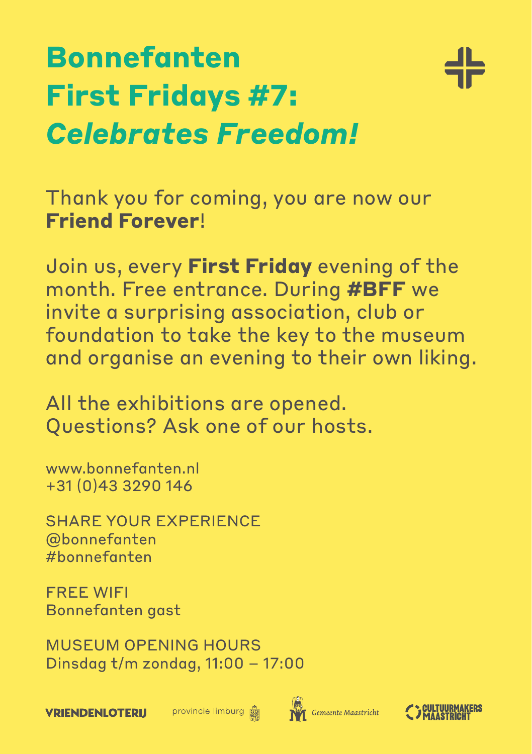# Bonnefanten First Fridays #7: *Celebrates Freedom!*

Thank you for coming, you are now our **Friend Forever**!

Join us, every **First Friday** evening of the month. Free entrance. During **#BFF** we invite a surprising association, club or foundation to take the key to the museum and organise an evening to their own liking.

All the exhibitions are opened.
Questions? Ask one of our hosts.

www.bonnefanten.nl
+31 (0)43 3290 146

SHARE YOUR EXPERIENCE
@bonnefanten
#bonnefanten

FREE WIFI
Bonnefanten gast

MUSEUM OPENING HOURS
Dinsdag t/m zondag, 11:00 – 17:00

VRIENDENLOTERIJ provincie limburg Gemeente Maastricht CULTUURMAKERS MAASTRICHT